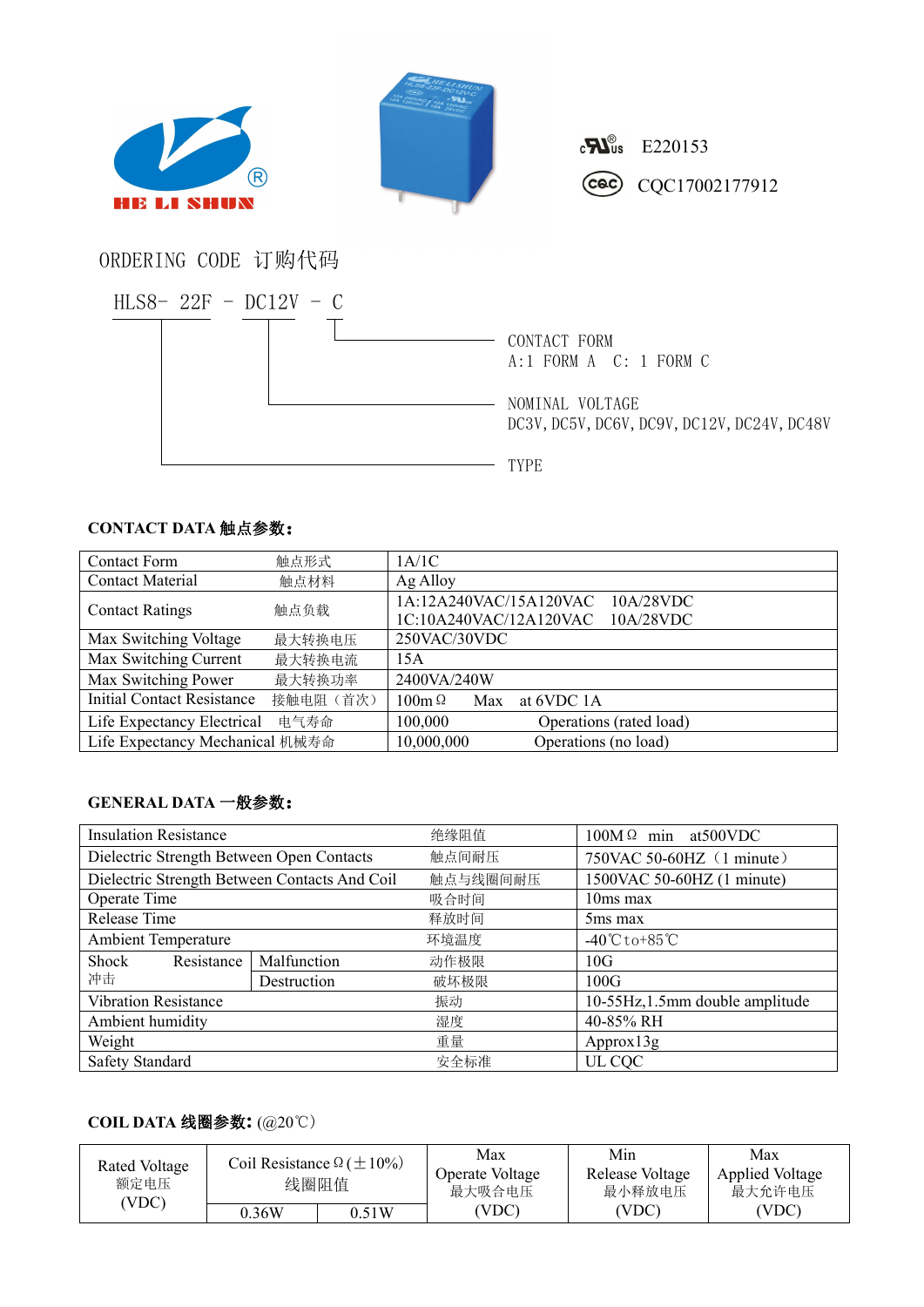HE LI SHUN

E220153

CQC17002177912

ORDERING CODE 订购代码

HLS8- 22F - DC12V - C

- CONTACT FORM
  A:1 FORM A C: 1 FORM C
- NOMINAL VOLTAGE
  DC3V, DC5V, DC6V, DC9V, DC12V, DC24V, DC48V
- TYPE

**CONTACT DATA 触点参数:**

| | | |
|---|---|---|
| Contact Form | 触点形式 | 1A/1C |
| Contact Material | 触点材料 | Ag Alloy |
| Contact Ratings | 触点负载 | 1A:12A240VAC/15A120VAC 10A/28VDC<br>1C:10A240VAC/12A120VAC 10A/28VDC |
| Max Switching Voltage | 最大转换电压 | 250VAC/30VDC |
| Max Switching Current | 最大转换电流 | 15A |
| Max Switching Power | 最大转换功率 | 2400VA/240W |
| Initial Contact Resistance | 接触电阻（首次） | 100mΩ Max at 6VDC 1A |
| Life Expectancy Electrical | 电气寿命 | 100,000 Operations (rated load) |
| Life Expectancy Mechanical | 机械寿命 | 10,000,000 Operations (no load) |

**GENERAL DATA 一般参数:**

| | | | |
|---|---|---|---|
| Insulation Resistance | | 绝缘阻值 | 100MΩ min at500VDC |
| Dielectric Strength Between Open Contacts | | 触点间耐压 | 750VAC 50-60HZ（1 minute） |
| Dielectric Strength Between Contacts And Coil | | 触点与线圈间耐压 | 1500VAC 50-60HZ (1 minute) |
| Operate Time | | 吸合时间 | 10ms max |
| Release Time | | 释放时间 | 5ms max |
| Ambient Temperature | | 环境温度 | -40℃to+85℃ |
| Shock Resistance 冲击 | Malfunction | 动作极限 | 10G |
| | Destruction | 破坏极限 | 100G |
| Vibration Resistance | | 振动 | 10-55Hz,1.5mm double amplitude |
| Ambient humidity | | 湿度 | 40-85% RH |
| Weight | | 重量 | Approx13g |
| Safety Standard | | 安全标准 | UL CQC |

**COIL DATA 线圈参数:** (@20℃)

| Rated Voltage 额定电压 (VDC) | Coil Resistance Ω(±10%) 线圈阻值 | | Max Operate Voltage 最大吸合电压 (VDC) | Min Release Voltage 最小释放电压 (VDC) | Max Applied Voltage 最大允许电压 (VDC) |
|---|---|---|---|---|---|
| | 0.36W | 0.51W | | | |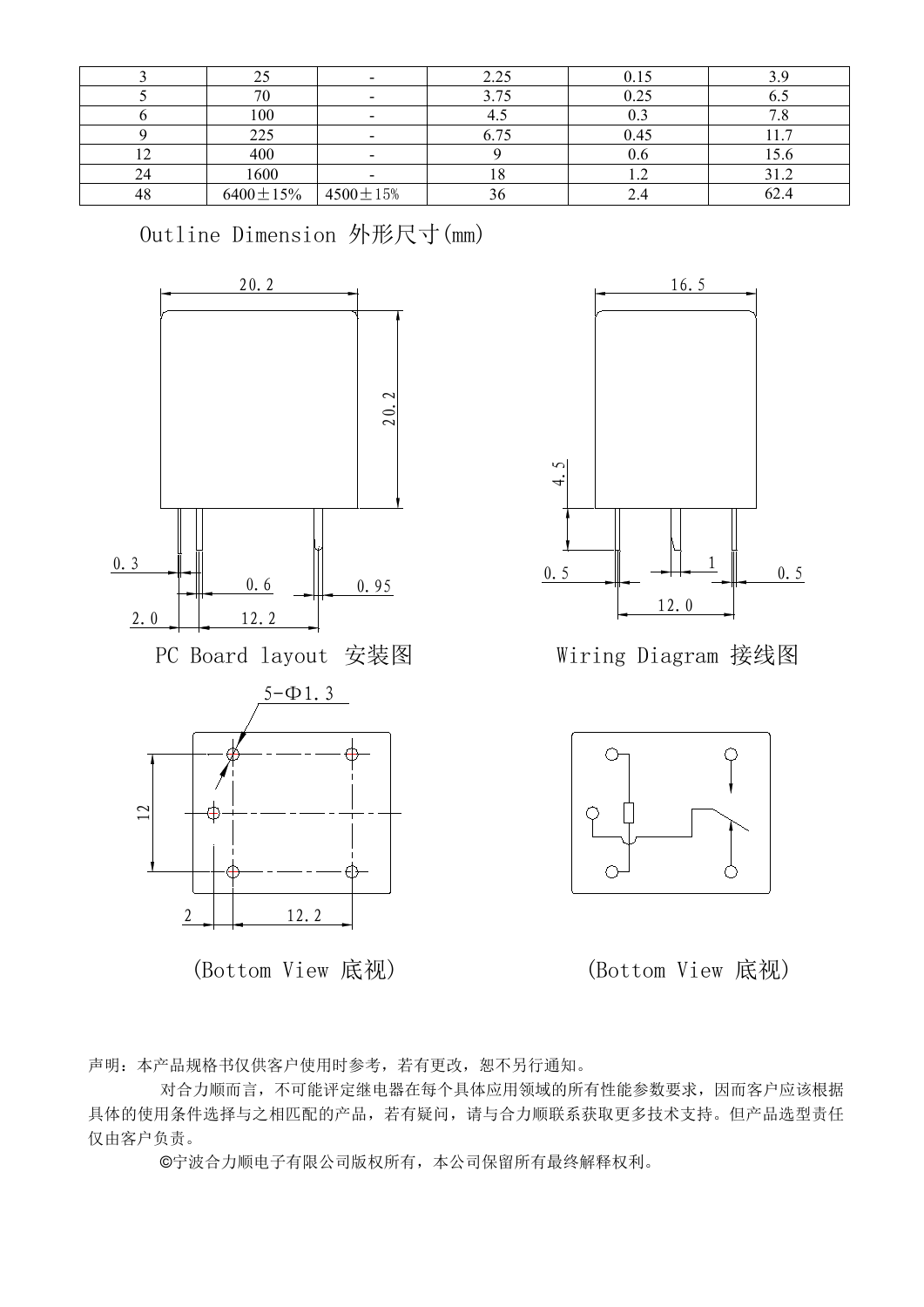| | | | | | |
|---|---|---|---|---|---|
| 3 | 25 | - | 2.25 | 0.15 | 3.9 |
| 5 | 70 | - | 3.75 | 0.25 | 6.5 |
| 6 | 100 | - | 4.5 | 0.3 | 7.8 |
| 9 | 225 | - | 6.75 | 0.45 | 11.7 |
| 12 | 400 | - | 9 | 0.6 | 15.6 |
| 24 | 1600 | - | 18 | 1.2 | 31.2 |
| 48 | 6400±15% | 4500±15% | 36 | 2.4 | 62.4 |

Outline Dimension 外形尺寸(mm)

20.2
20.2
0.3
0.6
0.95
2.0
12.2

16.5
4.5
0.5
1
0.5
12.0

PC Board layout 安装图

Wiring Diagram 接线图

5-Φ1.3
12
2
12.2

(Bottom View 底视)

(Bottom View 底视)

声明：本产品规格书仅供客户使用时参考，若有更改，恕不另行通知。

对合力顺而言，不可能评定继电器在每个具体应用领域的所有性能参数要求，因而客户应该根据具体的使用条件选择与之相匹配的产品，若有疑问，请与合力顺联系获取更多技术支持。但产品选型责任仅由客户负责。

©宁波合力顺电子有限公司版权所有，本公司保留所有最终解释权利。